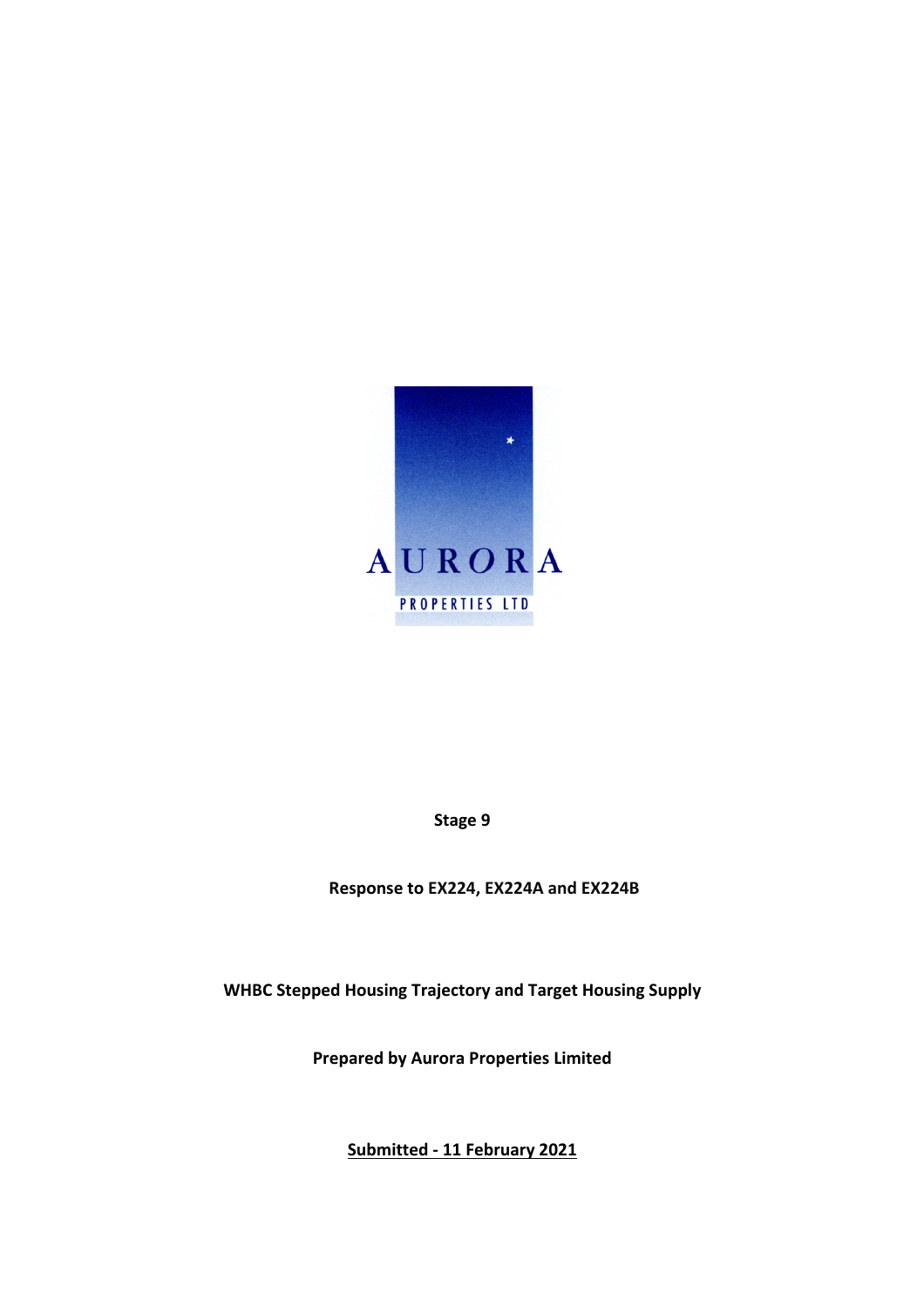AURORA

PROPERTIES LTD

**Stage 9**

**Response to EX224, EX224A and EX224B**

**WHBC Stepped Housing Trajectory and Target Housing Supply**

**Prepared by Aurora Properties Limited**

**Submitted - 11 February 2021**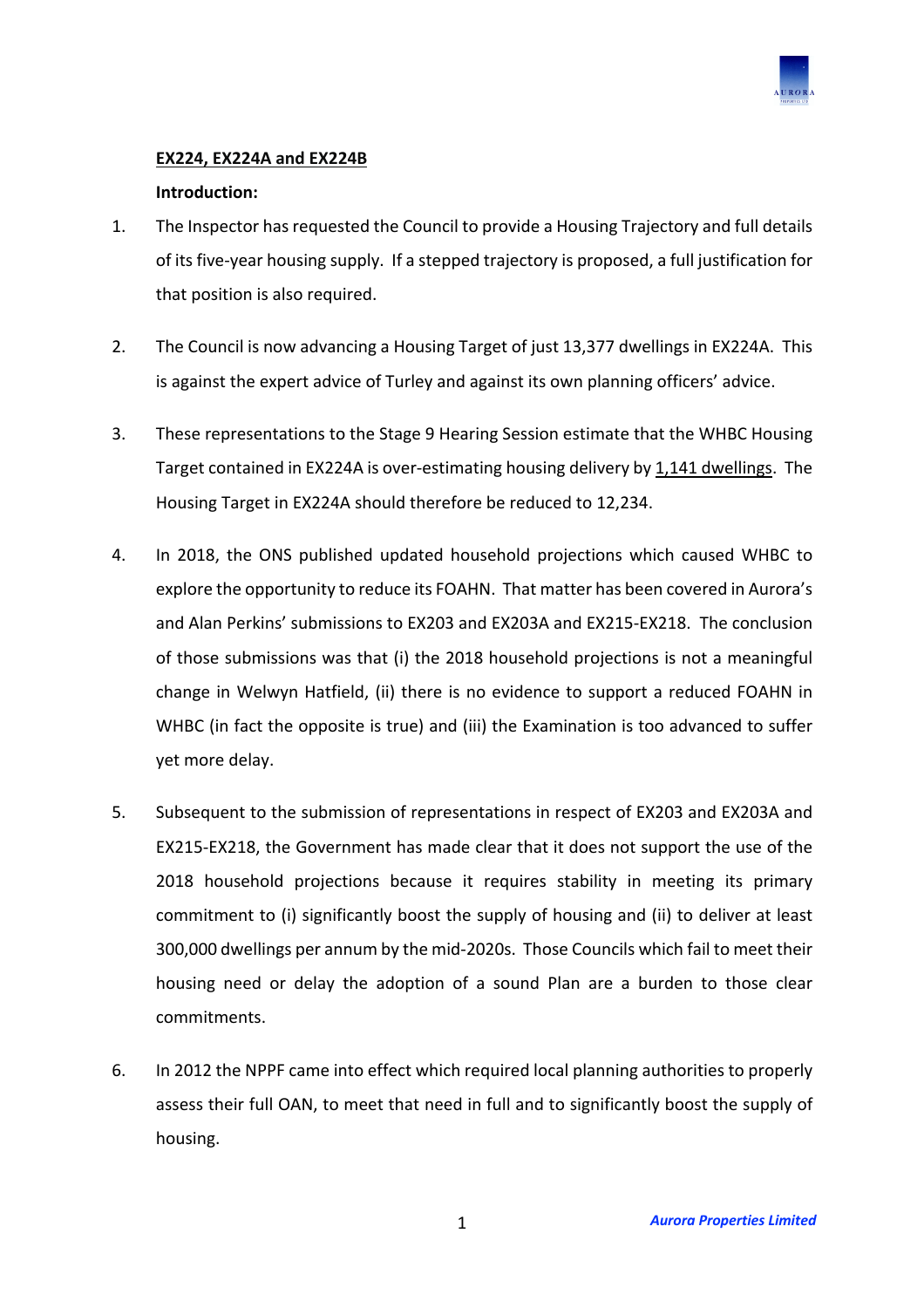**EX224, EX224A and EX224B**

**Introduction:**

1. The Inspector has requested the Council to provide a Housing Trajectory and full details of its five-year housing supply. If a stepped trajectory is proposed, a full justification for that position is also required.

2. The Council is now advancing a Housing Target of just 13,377 dwellings in EX224A. This is against the expert advice of Turley and against its own planning officers' advice.

3. These representations to the Stage 9 Hearing Session estimate that the WHBC Housing Target contained in EX224A is over-estimating housing delivery by 1,141 dwellings. The Housing Target in EX224A should therefore be reduced to 12,234.

4. In 2018, the ONS published updated household projections which caused WHBC to explore the opportunity to reduce its FOAHN. That matter has been covered in Aurora's and Alan Perkins' submissions to EX203 and EX203A and EX215-EX218. The conclusion of those submissions was that (i) the 2018 household projections is not a meaningful change in Welwyn Hatfield, (ii) there is no evidence to support a reduced FOAHN in WHBC (in fact the opposite is true) and (iii) the Examination is too advanced to suffer yet more delay.

5. Subsequent to the submission of representations in respect of EX203 and EX203A and EX215-EX218, the Government has made clear that it does not support the use of the 2018 household projections because it requires stability in meeting its primary commitment to (i) significantly boost the supply of housing and (ii) to deliver at least 300,000 dwellings per annum by the mid-2020s. Those Councils which fail to meet their housing need or delay the adoption of a sound Plan are a burden to those clear commitments.

6. In 2012 the NPPF came into effect which required local planning authorities to properly assess their full OAN, to meet that need in full and to significantly boost the supply of housing.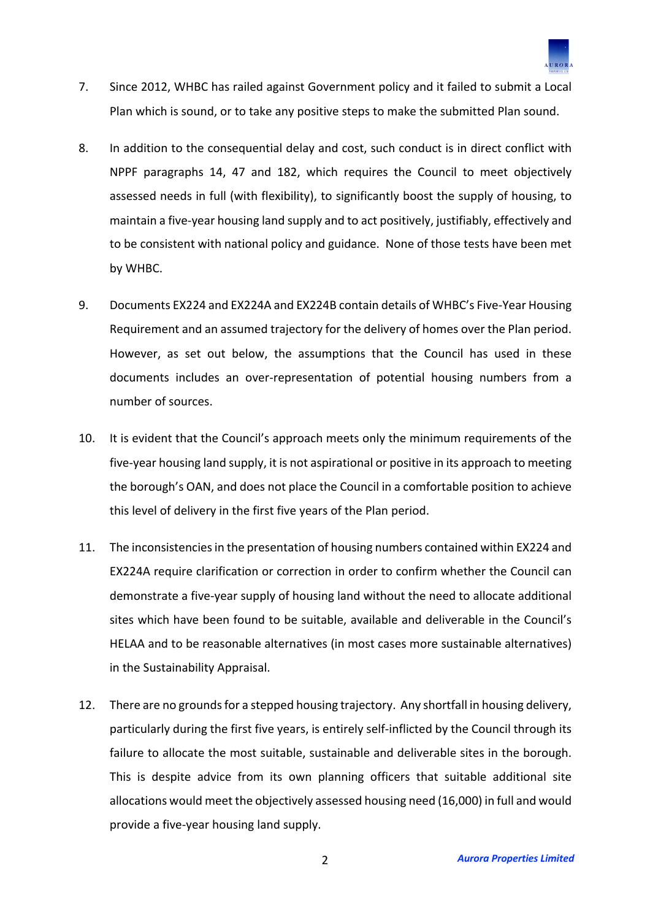7. Since 2012, WHBC has railed against Government policy and it failed to submit a Local Plan which is sound, or to take any positive steps to make the submitted Plan sound.

8. In addition to the consequential delay and cost, such conduct is in direct conflict with NPPF paragraphs 14, 47 and 182, which requires the Council to meet objectively assessed needs in full (with flexibility), to significantly boost the supply of housing, to maintain a five-year housing land supply and to act positively, justifiably, effectively and to be consistent with national policy and guidance. None of those tests have been met by WHBC.

9. Documents EX224 and EX224A and EX224B contain details of WHBC's Five-Year Housing Requirement and an assumed trajectory for the delivery of homes over the Plan period. However, as set out below, the assumptions that the Council has used in these documents includes an over-representation of potential housing numbers from a number of sources.

10. It is evident that the Council's approach meets only the minimum requirements of the five-year housing land supply, it is not aspirational or positive in its approach to meeting the borough's OAN, and does not place the Council in a comfortable position to achieve this level of delivery in the first five years of the Plan period.

11. The inconsistencies in the presentation of housing numbers contained within EX224 and EX224A require clarification or correction in order to confirm whether the Council can demonstrate a five-year supply of housing land without the need to allocate additional sites which have been found to be suitable, available and deliverable in the Council's HELAA and to be reasonable alternatives (in most cases more sustainable alternatives) in the Sustainability Appraisal.

12. There are no grounds for a stepped housing trajectory. Any shortfall in housing delivery, particularly during the first five years, is entirely self-inflicted by the Council through its failure to allocate the most suitable, sustainable and deliverable sites in the borough. This is despite advice from its own planning officers that suitable additional site allocations would meet the objectively assessed housing need (16,000) in full and would provide a five-year housing land supply.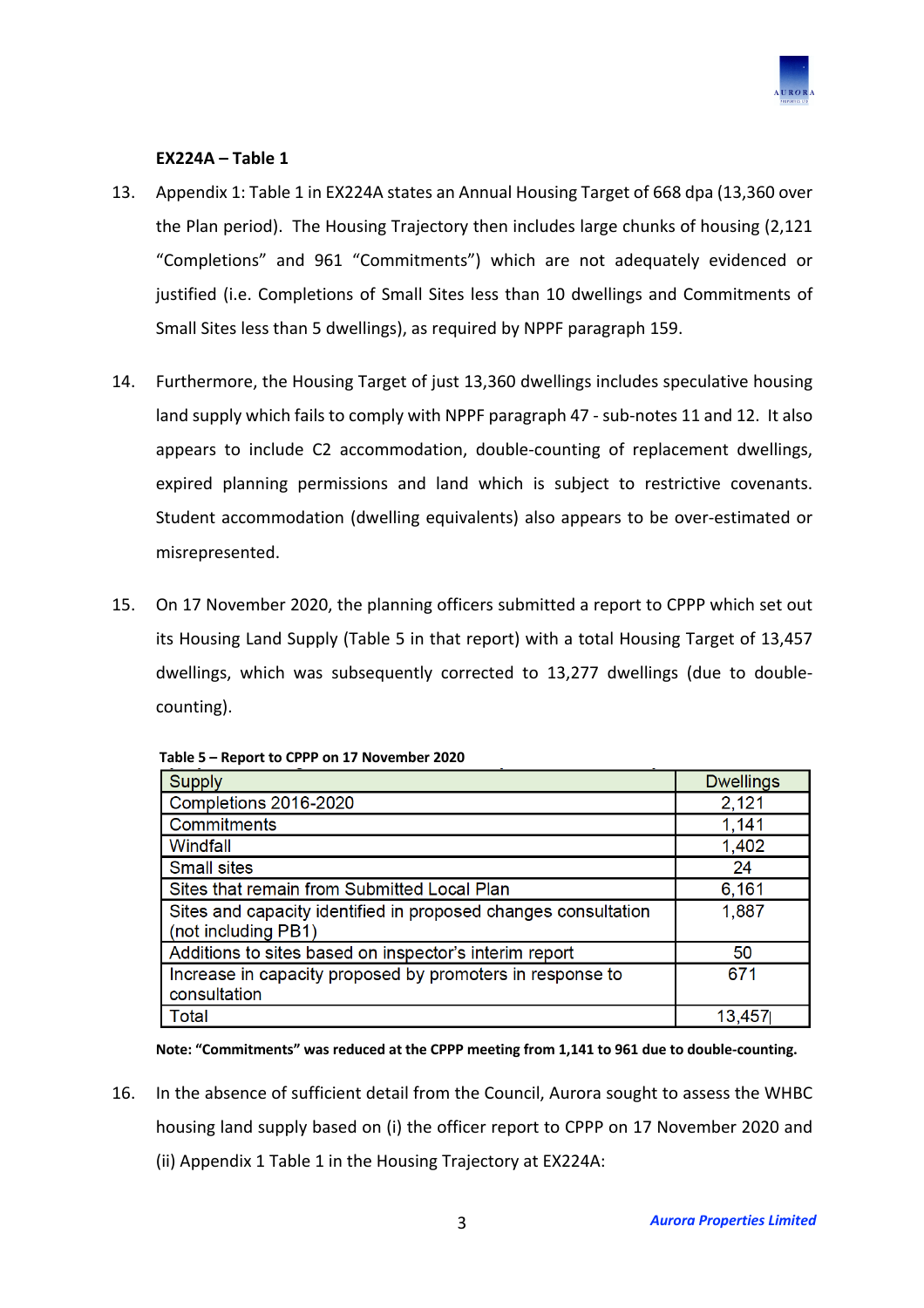**EX224A – Table 1**

13. Appendix 1: Table 1 in EX224A states an Annual Housing Target of 668 dpa (13,360 over the Plan period). The Housing Trajectory then includes large chunks of housing (2,121 "Completions" and 961 "Commitments") which are not adequately evidenced or justified (i.e. Completions of Small Sites less than 10 dwellings and Commitments of Small Sites less than 5 dwellings), as required by NPPF paragraph 159.

14. Furthermore, the Housing Target of just 13,360 dwellings includes speculative housing land supply which fails to comply with NPPF paragraph 47 - sub-notes 11 and 12. It also appears to include C2 accommodation, double-counting of replacement dwellings, expired planning permissions and land which is subject to restrictive covenants. Student accommodation (dwelling equivalents) also appears to be over-estimated or misrepresented.

15. On 17 November 2020, the planning officers submitted a report to CPPP which set out its Housing Land Supply (Table 5 in that report) with a total Housing Target of 13,457 dwellings, which was subsequently corrected to 13,277 dwellings (due to double-counting).

**Table 5 – Report to CPPP on 17 November 2020**

| Supply | Dwellings |
|---|---|
| Completions 2016-2020 | 2,121 |
| Commitments | 1,141 |
| Windfall | 1,402 |
| Small sites | 24 |
| Sites that remain from Submitted Local Plan | 6,161 |
| Sites and capacity identified in proposed changes consultation (not including PB1) | 1,887 |
| Additions to sites based on inspector's interim report | 50 |
| Increase in capacity proposed by promoters in response to consultation | 671 |
| Total | 13,457 |

**Note: "Commitments" was reduced at the CPPP meeting from 1,141 to 961 due to double-counting.**

16. In the absence of sufficient detail from the Council, Aurora sought to assess the WHBC housing land supply based on (i) the officer report to CPPP on 17 November 2020 and (ii) Appendix 1 Table 1 in the Housing Trajectory at EX224A: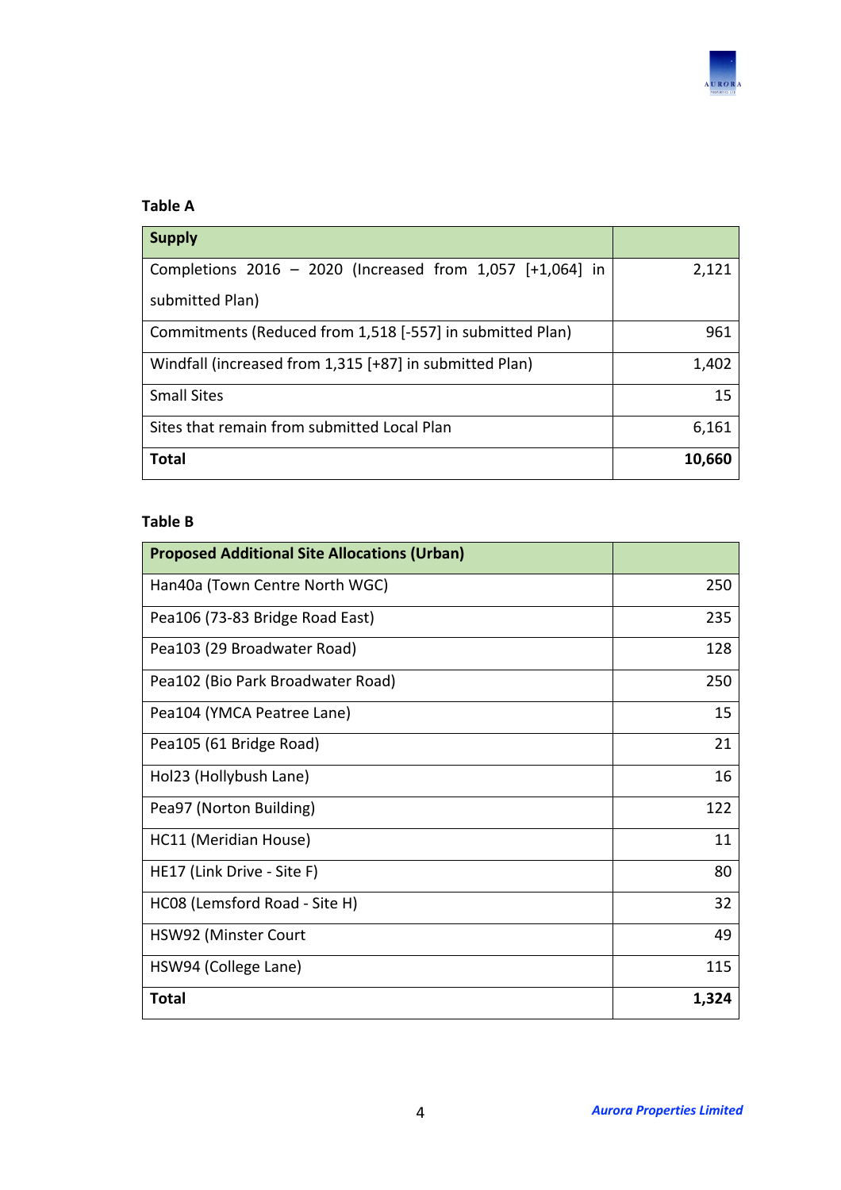**Table A**

| Supply | |
|---|---|
| Completions 2016 – 2020 (Increased from 1,057 [+1,064] in submitted Plan) | 2,121 |
| Commitments (Reduced from 1,518 [-557] in submitted Plan) | 961 |
| Windfall (increased from 1,315 [+87] in submitted Plan) | 1,402 |
| Small Sites | 15 |
| Sites that remain from submitted Local Plan | 6,161 |
| **Total** | **10,660** |

**Table B**

| Proposed Additional Site Allocations (Urban) | |
|---|---|
| Han40a (Town Centre North WGC) | 250 |
| Pea106 (73-83 Bridge Road East) | 235 |
| Pea103 (29 Broadwater Road) | 128 |
| Pea102 (Bio Park Broadwater Road) | 250 |
| Pea104 (YMCA Peatree Lane) | 15 |
| Pea105 (61 Bridge Road) | 21 |
| Hol23 (Hollybush Lane) | 16 |
| Pea97 (Norton Building) | 122 |
| HC11 (Meridian House) | 11 |
| HE17 (Link Drive - Site F) | 80 |
| HC08 (Lemsford Road - Site H) | 32 |
| HSW92 (Minster Court | 49 |
| HSW94 (College Lane) | 115 |
| **Total** | **1,324** |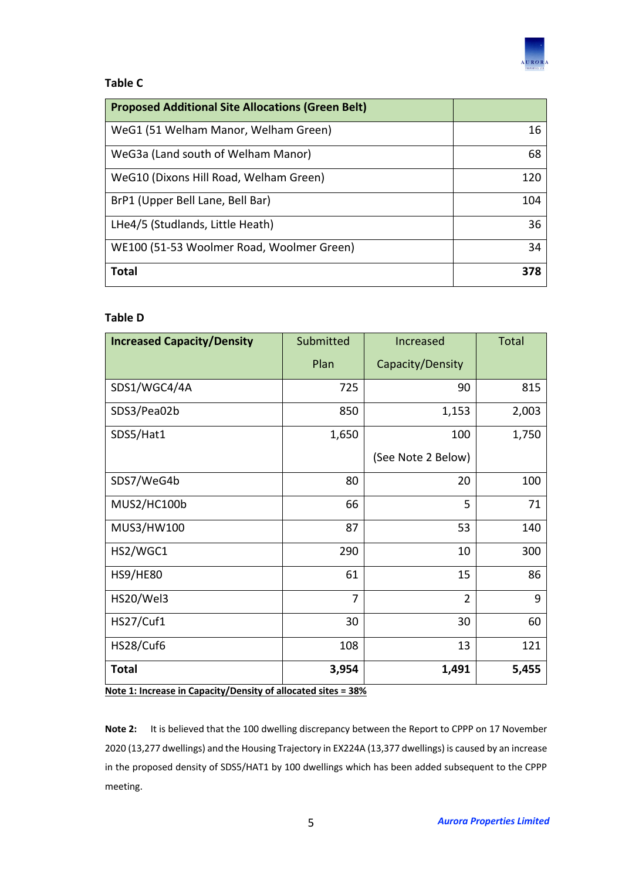**Table C**

| **Proposed Additional Site Allocations (Green Belt)** | |
|---|---:|
| WeG1 (51 Welham Manor, Welham Green) | 16 |
| WeG3a (Land south of Welham Manor) | 68 |
| WeG10 (Dixons Hill Road, Welham Green) | 120 |
| BrP1 (Upper Bell Lane, Bell Bar) | 104 |
| LHe4/5 (Studlands, Little Heath) | 36 |
| WE100 (51-53 Woolmer Road, Woolmer Green) | 34 |
| **Total** | **378** |

**Table D**

| **Increased Capacity/Density** | Submitted Plan | Increased Capacity/Density | Total |
|---|---:|---:|---:|
| SDS1/WGC4/4A | 725 | 90 | 815 |
| SDS3/Pea02b | 850 | 1,153 | 2,003 |
| SDS5/Hat1 | 1,650 | 100 (See Note 2 Below) | 1,750 |
| SDS7/WeG4b | 80 | 20 | 100 |
| MUS2/HC100b | 66 | 5 | 71 |
| MUS3/HW100 | 87 | 53 | 140 |
| HS2/WGC1 | 290 | 10 | 300 |
| HS9/HE80 | 61 | 15 | 86 |
| HS20/Wel3 | 7 | 2 | 9 |
| HS27/Cuf1 | 30 | 30 | 60 |
| HS28/Cuf6 | 108 | 13 | 121 |
| **Total** | **3,954** | **1,491** | **5,455** |

**Note 1: Increase in Capacity/Density of allocated sites = 38%**

**Note 2:** It is believed that the 100 dwelling discrepancy between the Report to CPPP on 17 November 2020 (13,277 dwellings) and the Housing Trajectory in EX224A (13,377 dwellings) is caused by an increase in the proposed density of SDS5/HAT1 by 100 dwellings which has been added subsequent to the CPPP meeting.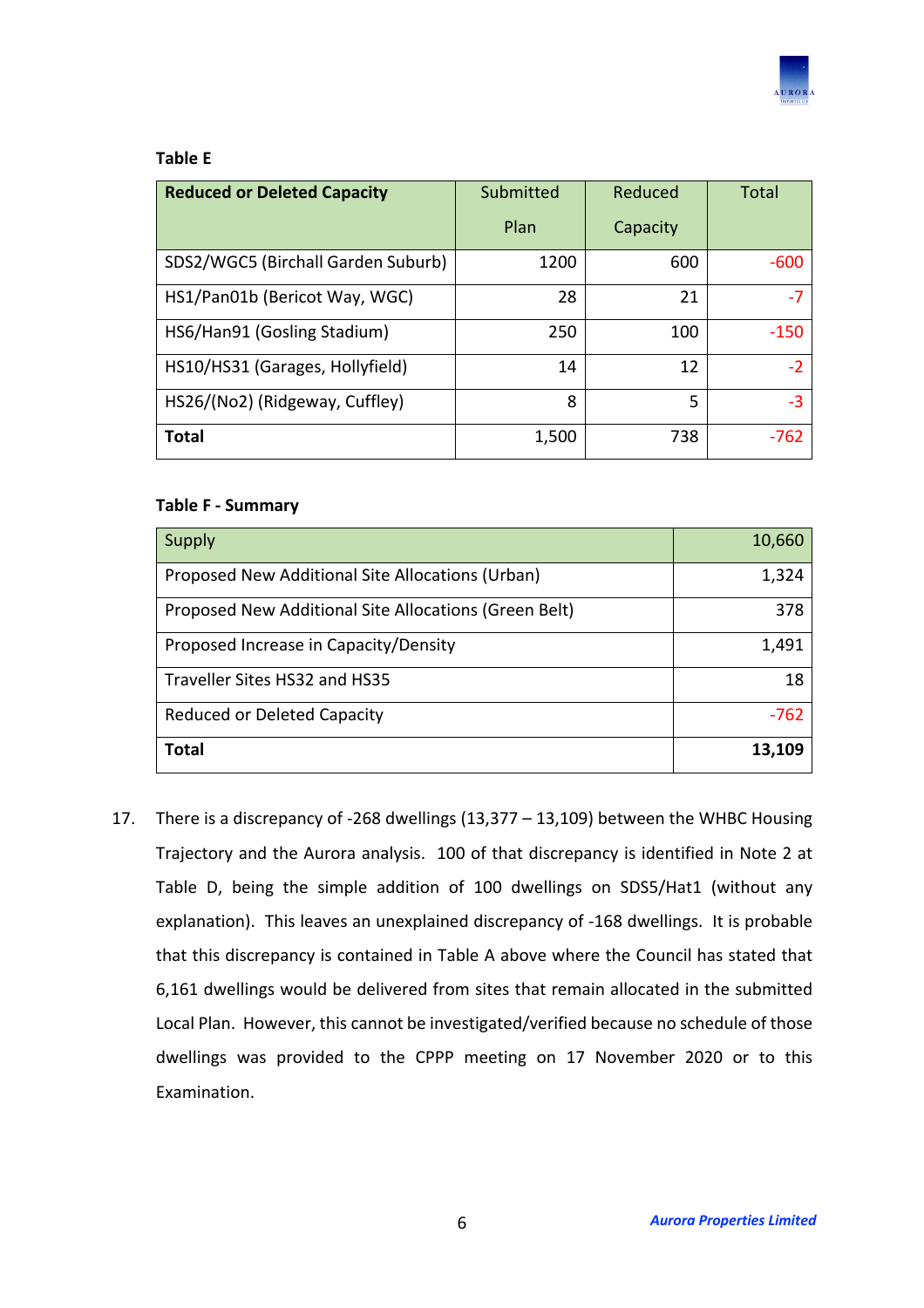**Table E**

| **Reduced or Deleted Capacity** | Submitted Plan | Reduced Capacity | Total |
|---|---|---|---|
| SDS2/WGC5 (Birchall Garden Suburb) | 1200 | 600 | -600 |
| HS1/Pan01b (Bericot Way, WGC) | 28 | 21 | -7 |
| HS6/Han91 (Gosling Stadium) | 250 | 100 | -150 |
| HS10/HS31 (Garages, Hollyfield) | 14 | 12 | -2 |
| HS26/(No2) (Ridgeway, Cuffley) | 8 | 5 | -3 |
| **Total** | 1,500 | 738 | -762 |

**Table F - Summary**

| Supply | 10,660 |
|---|---|
| Proposed New Additional Site Allocations (Urban) | 1,324 |
| Proposed New Additional Site Allocations (Green Belt) | 378 |
| Proposed Increase in Capacity/Density | 1,491 |
| Traveller Sites HS32 and HS35 | 18 |
| Reduced or Deleted Capacity | -762 |
| **Total** | **13,109** |

17. There is a discrepancy of -268 dwellings (13,377 – 13,109) between the WHBC Housing Trajectory and the Aurora analysis. 100 of that discrepancy is identified in Note 2 at Table D, being the simple addition of 100 dwellings on SDS5/Hat1 (without any explanation). This leaves an unexplained discrepancy of -168 dwellings. It is probable that this discrepancy is contained in Table A above where the Council has stated that 6,161 dwellings would be delivered from sites that remain allocated in the submitted Local Plan. However, this cannot be investigated/verified because no schedule of those dwellings was provided to the CPPP meeting on 17 November 2020 or to this Examination.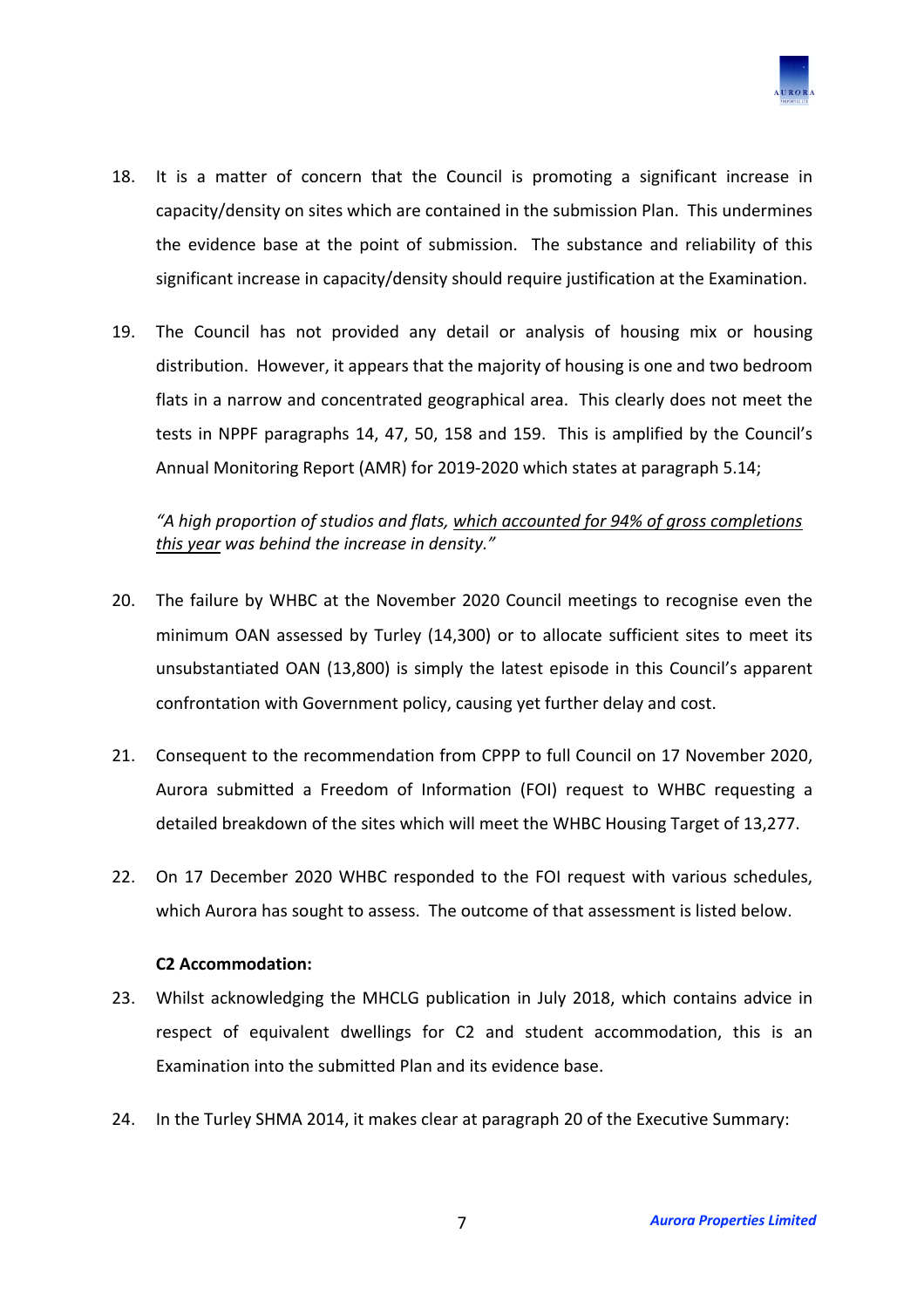18. It is a matter of concern that the Council is promoting a significant increase in capacity/density on sites which are contained in the submission Plan. This undermines the evidence base at the point of submission. The substance and reliability of this significant increase in capacity/density should require justification at the Examination.

19. The Council has not provided any detail or analysis of housing mix or housing distribution. However, it appears that the majority of housing is one and two bedroom flats in a narrow and concentrated geographical area. This clearly does not meet the tests in NPPF paragraphs 14, 47, 50, 158 and 159. This is amplified by the Council's Annual Monitoring Report (AMR) for 2019-2020 which states at paragraph 5.14;

    *"A high proportion of studios and flats, <u>which accounted for 94% of gross completions this year</u> was behind the increase in density."*

20. The failure by WHBC at the November 2020 Council meetings to recognise even the minimum OAN assessed by Turley (14,300) or to allocate sufficient sites to meet its unsubstantiated OAN (13,800) is simply the latest episode in this Council's apparent confrontation with Government policy, causing yet further delay and cost.

21. Consequent to the recommendation from CPPP to full Council on 17 November 2020, Aurora submitted a Freedom of Information (FOI) request to WHBC requesting a detailed breakdown of the sites which will meet the WHBC Housing Target of 13,277.

22. On 17 December 2020 WHBC responded to the FOI request with various schedules, which Aurora has sought to assess. The outcome of that assessment is listed below.

**C2 Accommodation:**

23. Whilst acknowledging the MHCLG publication in July 2018, which contains advice in respect of equivalent dwellings for C2 and student accommodation, this is an Examination into the submitted Plan and its evidence base.

24. In the Turley SHMA 2014, it makes clear at paragraph 20 of the Executive Summary: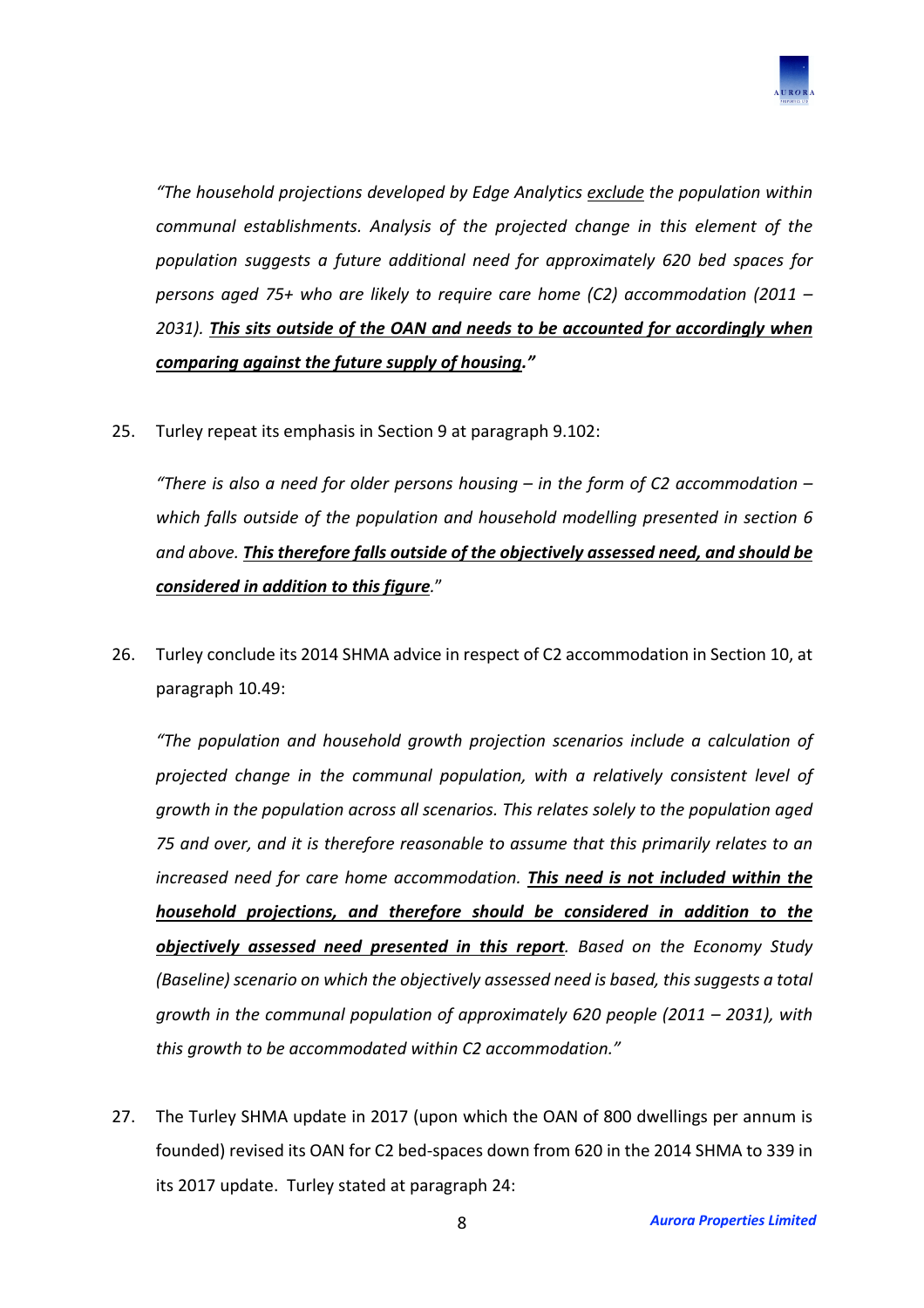*"The household projections developed by Edge Analytics <u>exclude</u> the population within communal establishments. Analysis of the projected change in this element of the population suggests a future additional need for approximately 620 bed spaces for persons aged 75+ who are likely to require care home (C2) accommodation (2011 – 2031). **<u>This sits outside of the OAN and needs to be accounted for accordingly when comparing against the future supply of housing</u>.**"*

25. Turley repeat its emphasis in Section 9 at paragraph 9.102:

    *"There is also a need for older persons housing – in the form of C2 accommodation – which falls outside of the population and household modelling presented in section 6 and above. **<u>This therefore falls outside of the objectively assessed need, and should be considered in addition to this figure</u>**."*

26. Turley conclude its 2014 SHMA advice in respect of C2 accommodation in Section 10, at paragraph 10.49:

    *"The population and household growth projection scenarios include a calculation of projected change in the communal population, with a relatively consistent level of growth in the population across all scenarios. This relates solely to the population aged 75 and over, and it is therefore reasonable to assume that this primarily relates to an increased need for care home accommodation. **<u>This need is not included within the household projections, and therefore should be considered in addition to the objectively assessed need presented in this report</u>**. Based on the Economy Study (Baseline) scenario on which the objectively assessed need is based, this suggests a total growth in the communal population of approximately 620 people (2011 – 2031), with this growth to be accommodated within C2 accommodation."*

27. The Turley SHMA update in 2017 (upon which the OAN of 800 dwellings per annum is founded) revised its OAN for C2 bed-spaces down from 620 in the 2014 SHMA to 339 in its 2017 update. Turley stated at paragraph 24: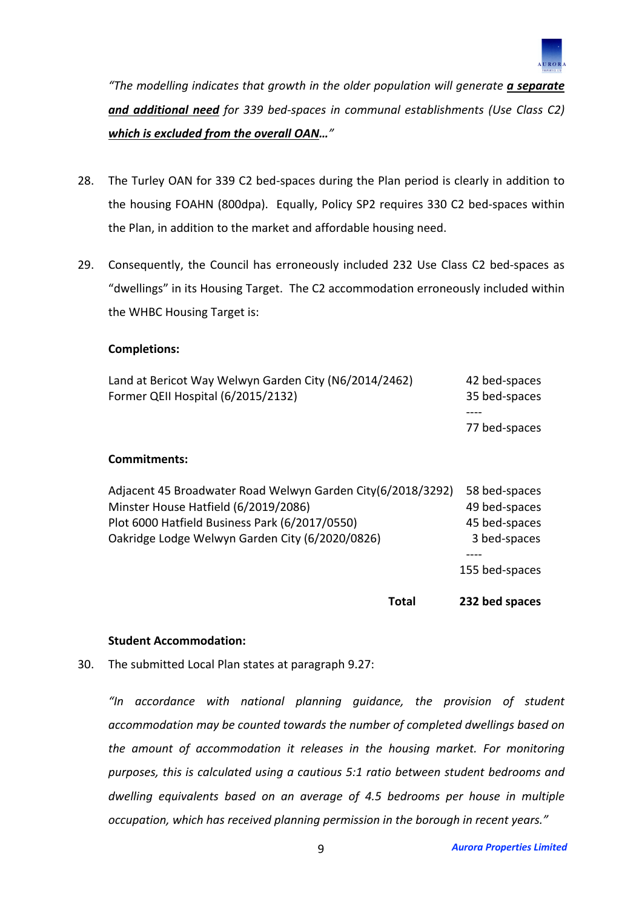*"The modelling indicates that growth in the older population will generate **a separate and additional need** for 339 bed-spaces in communal establishments (Use Class C2) **which is excluded from the overall OAN…**"*

28. The Turley OAN for 339 C2 bed-spaces during the Plan period is clearly in addition to the housing FOAHN (800dpa). Equally, Policy SP2 requires 330 C2 bed-spaces within the Plan, in addition to the market and affordable housing need.

29. Consequently, the Council has erroneously included 232 Use Class C2 bed-spaces as "dwellings" in its Housing Target. The C2 accommodation erroneously included within the WHBC Housing Target is:

**Completions:**

| | |
|---|---|
| Land at Bericot Way Welwyn Garden City (N6/2014/2462) | 42 bed-spaces |
| Former QEII Hospital (6/2015/2132) | 35 bed-spaces |
| | ---- |
| | 77 bed-spaces |

**Commitments:**

| | |
|---|---|
| Adjacent 45 Broadwater Road Welwyn Garden City(6/2018/3292) | 58 bed-spaces |
| Minster House Hatfield (6/2019/2086) | 49 bed-spaces |
| Plot 6000 Hatfield Business Park (6/2017/0550) | 45 bed-spaces |
| Oakridge Lodge Welwyn Garden City (6/2020/0826) | 3 bed-spaces |
| | ---- |
| | 155 bed-spaces |
| **Total** | **232 bed spaces** |

**Student Accommodation:**

30. The submitted Local Plan states at paragraph 9.27:

*"In accordance with national planning guidance, the provision of student accommodation may be counted towards the number of completed dwellings based on the amount of accommodation it releases in the housing market. For monitoring purposes, this is calculated using a cautious 5:1 ratio between student bedrooms and dwelling equivalents based on an average of 4.5 bedrooms per house in multiple occupation, which has received planning permission in the borough in recent years."*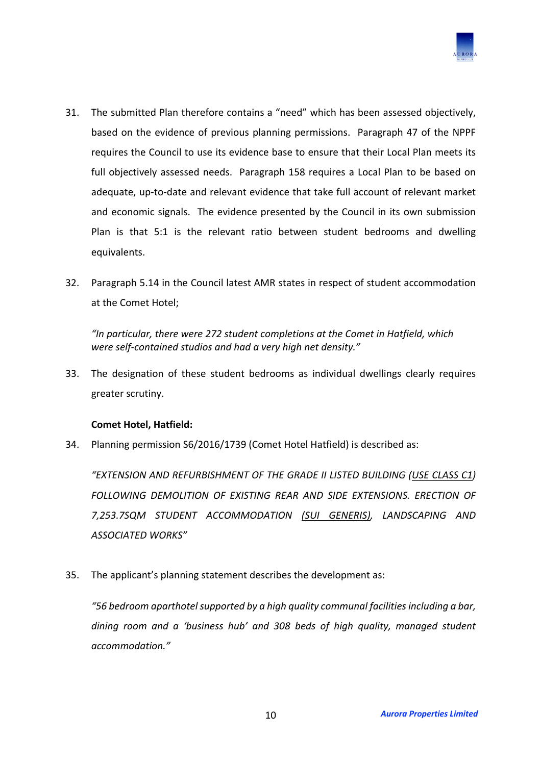31. The submitted Plan therefore contains a "need" which has been assessed objectively, based on the evidence of previous planning permissions. Paragraph 47 of the NPPF requires the Council to use its evidence base to ensure that their Local Plan meets its full objectively assessed needs. Paragraph 158 requires a Local Plan to be based on adequate, up-to-date and relevant evidence that take full account of relevant market and economic signals. The evidence presented by the Council in its own submission Plan is that 5:1 is the relevant ratio between student bedrooms and dwelling equivalents.

32. Paragraph 5.14 in the Council latest AMR states in respect of student accommodation at the Comet Hotel;

*"In particular, there were 272 student completions at the Comet in Hatfield, which were self-contained studios and had a very high net density."*

33. The designation of these student bedrooms as individual dwellings clearly requires greater scrutiny.

**Comet Hotel, Hatfield:**

34. Planning permission S6/2016/1739 (Comet Hotel Hatfield) is described as:

*"EXTENSION AND REFURBISHMENT OF THE GRADE II LISTED BUILDING (<u>USE CLASS C1</u>) FOLLOWING DEMOLITION OF EXISTING REAR AND SIDE EXTENSIONS. ERECTION OF 7,253.7SQM STUDENT ACCOMMODATION (<u>SUI GENERIS</u>), LANDSCAPING AND ASSOCIATED WORKS"*

35. The applicant's planning statement describes the development as:

*"56 bedroom aparthotel supported by a high quality communal facilities including a bar, dining room and a 'business hub' and 308 beds of high quality, managed student accommodation."*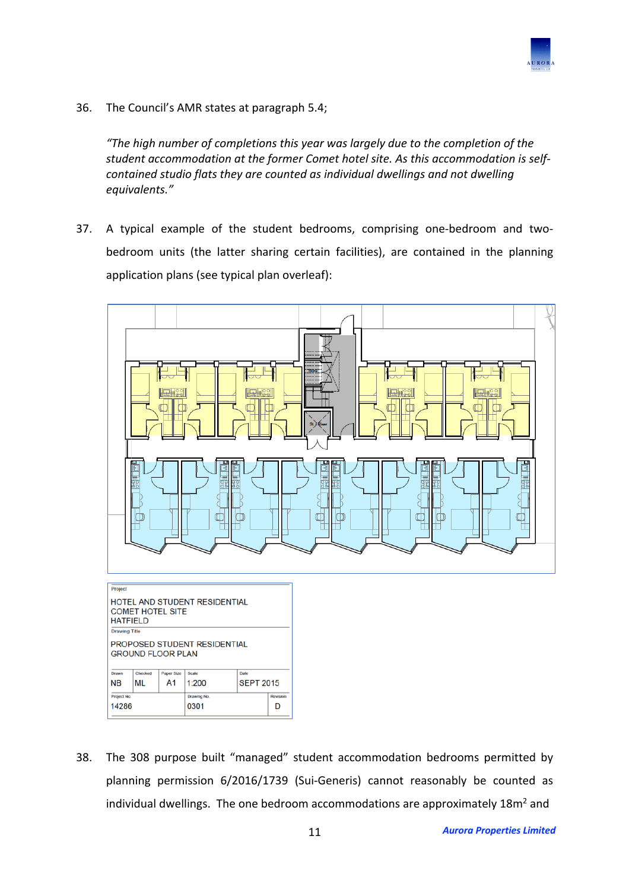36. The Council's AMR states at paragraph 5.4;

*"The high number of completions this year was largely due to the completion of the student accommodation at the former Comet hotel site. As this accommodation is self-contained studio flats they are counted as individual dwellings and not dwelling equivalents."*

37. A typical example of the student bedrooms, comprising one-bedroom and two-bedroom units (the latter sharing certain facilities), are contained in the planning application plans (see typical plan overleaf):

| Project | | | | | |
|---|---|---|---|---|---|
| HOTEL AND STUDENT RESIDENTIAL COMET HOTEL SITE HATFIELD | | | | | |
| Drawing Title | | | | | |
| PROPOSED STUDENT RESIDENTIAL GROUND FLOOR PLAN | | | | | |
| Drawn | Checked | Paper Size | Scale | Date | |
| NB | ML | A1 | 1:200 | SEPT 2015 | |
| Project No. | | | Drawing No. | | Revision |
| 14286 | | | 0301 | | D |

38. The 308 purpose built "managed" student accommodation bedrooms permitted by planning permission 6/2016/1739 (Sui-Generis) cannot reasonably be counted as individual dwellings. The one bedroom accommodations are approximately 18m$^2$ and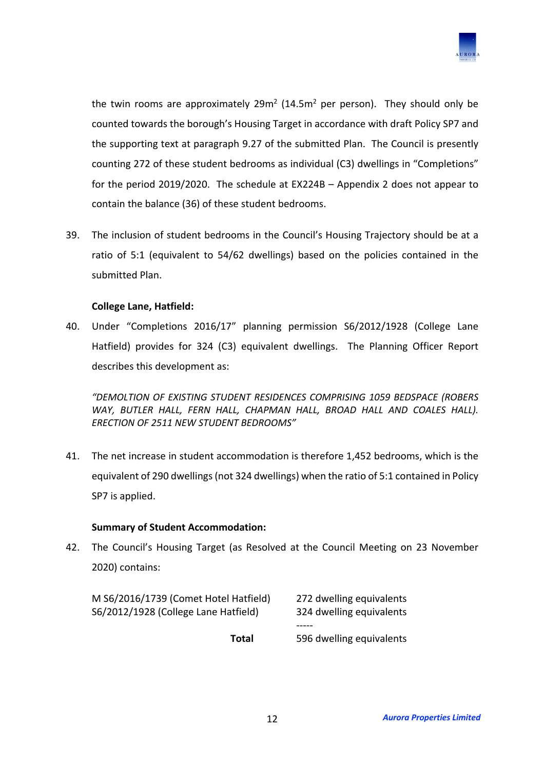the twin rooms are approximately 29m$^2$ (14.5m$^2$ per person). They should only be counted towards the borough's Housing Target in accordance with draft Policy SP7 and the supporting text at paragraph 9.27 of the submitted Plan. The Council is presently counting 272 of these student bedrooms as individual (C3) dwellings in "Completions" for the period 2019/2020. The schedule at EX224B – Appendix 2 does not appear to contain the balance (36) of these student bedrooms.

39. The inclusion of student bedrooms in the Council's Housing Trajectory should be at a ratio of 5:1 (equivalent to 54/62 dwellings) based on the policies contained in the submitted Plan.

**College Lane, Hatfield:**

40. Under "Completions 2016/17" planning permission S6/2012/1928 (College Lane Hatfield) provides for 324 (C3) equivalent dwellings. The Planning Officer Report describes this development as:

*"DEMOLTION OF EXISTING STUDENT RESIDENCES COMPRISING 1059 BEDSPACE (ROBERS WAY, BUTLER HALL, FERN HALL, CHAPMAN HALL, BROAD HALL AND COALES HALL). ERECTION OF 2511 NEW STUDENT BEDROOMS"*

41. The net increase in student accommodation is therefore 1,452 bedrooms, which is the equivalent of 290 dwellings (not 324 dwellings) when the ratio of 5:1 contained in Policy SP7 is applied.

**Summary of Student Accommodation:**

42. The Council's Housing Target (as Resolved at the Council Meeting on 23 November 2020) contains:

| | |
|---|---|
| M S6/2016/1739 (Comet Hotel Hatfield) | 272 dwelling equivalents |
| S6/2012/1928 (College Lane Hatfield) | 324 dwelling equivalents |
| | ----- |
| **Total** | 596 dwelling equivalents |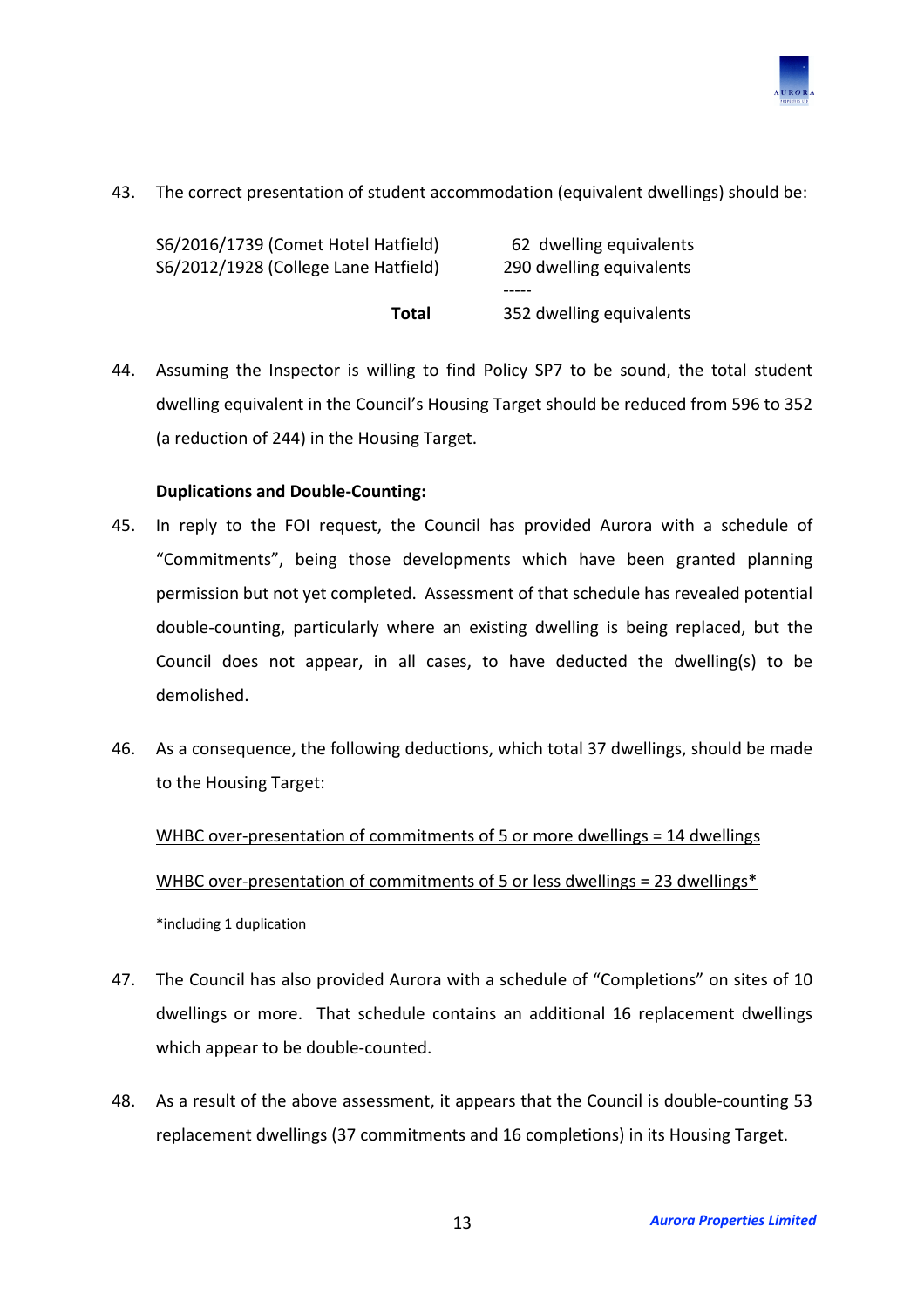43. The correct presentation of student accommodation (equivalent dwellings) should be:

| | |
|---|---|
| S6/2016/1739 (Comet Hotel Hatfield) | 62 dwelling equivalents |
| S6/2012/1928 (College Lane Hatfield) | 290 dwelling equivalents |
| | ----- |
| **Total** | 352 dwelling equivalents |

44. Assuming the Inspector is willing to find Policy SP7 to be sound, the total student dwelling equivalent in the Council's Housing Target should be reduced from 596 to 352 (a reduction of 244) in the Housing Target.

**Duplications and Double-Counting:**

45. In reply to the FOI request, the Council has provided Aurora with a schedule of "Commitments", being those developments which have been granted planning permission but not yet completed. Assessment of that schedule has revealed potential double-counting, particularly where an existing dwelling is being replaced, but the Council does not appear, in all cases, to have deducted the dwelling(s) to be demolished.

46. As a consequence, the following deductions, which total 37 dwellings, should be made to the Housing Target:

<u>WHBC over-presentation of commitments of 5 or more dwellings = 14 dwellings</u>

<u>WHBC over-presentation of commitments of 5 or less dwellings = 23 dwellings*</u>

*including 1 duplication

47. The Council has also provided Aurora with a schedule of "Completions" on sites of 10 dwellings or more. That schedule contains an additional 16 replacement dwellings which appear to be double-counted.

48. As a result of the above assessment, it appears that the Council is double-counting 53 replacement dwellings (37 commitments and 16 completions) in its Housing Target.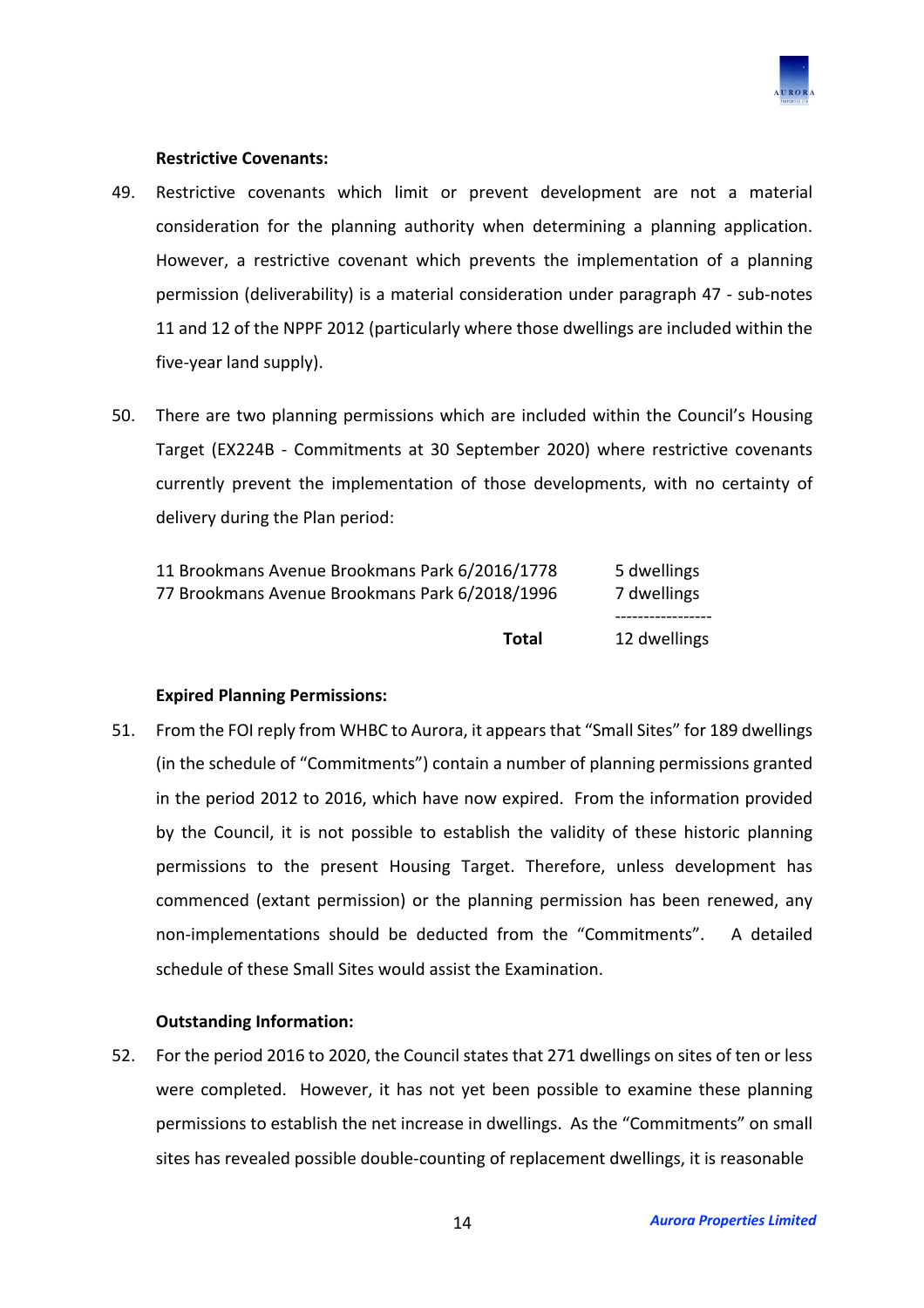**Restrictive Covenants:**

49. Restrictive covenants which limit or prevent development are not a material consideration for the planning authority when determining a planning application. However, a restrictive covenant which prevents the implementation of a planning permission (deliverability) is a material consideration under paragraph 47 - sub-notes 11 and 12 of the NPPF 2012 (particularly where those dwellings are included within the five-year land supply).

50. There are two planning permissions which are included within the Council's Housing Target (EX224B - Commitments at 30 September 2020) where restrictive covenants currently prevent the implementation of those developments, with no certainty of delivery during the Plan period:

| | |
|---|---|
| 11 Brookmans Avenue Brookmans Park 6/2016/1778 | 5 dwellings |
| 77 Brookmans Avenue Brookmans Park 6/2018/1996 | 7 dwellings |
| **Total** | 12 dwellings |

**Expired Planning Permissions:**

51. From the FOI reply from WHBC to Aurora, it appears that "Small Sites" for 189 dwellings (in the schedule of "Commitments") contain a number of planning permissions granted in the period 2012 to 2016, which have now expired. From the information provided by the Council, it is not possible to establish the validity of these historic planning permissions to the present Housing Target. Therefore, unless development has commenced (extant permission) or the planning permission has been renewed, any non-implementations should be deducted from the "Commitments". A detailed schedule of these Small Sites would assist the Examination.

**Outstanding Information:**

52. For the period 2016 to 2020, the Council states that 271 dwellings on sites of ten or less were completed. However, it has not yet been possible to examine these planning permissions to establish the net increase in dwellings. As the "Commitments" on small sites has revealed possible double-counting of replacement dwellings, it is reasonable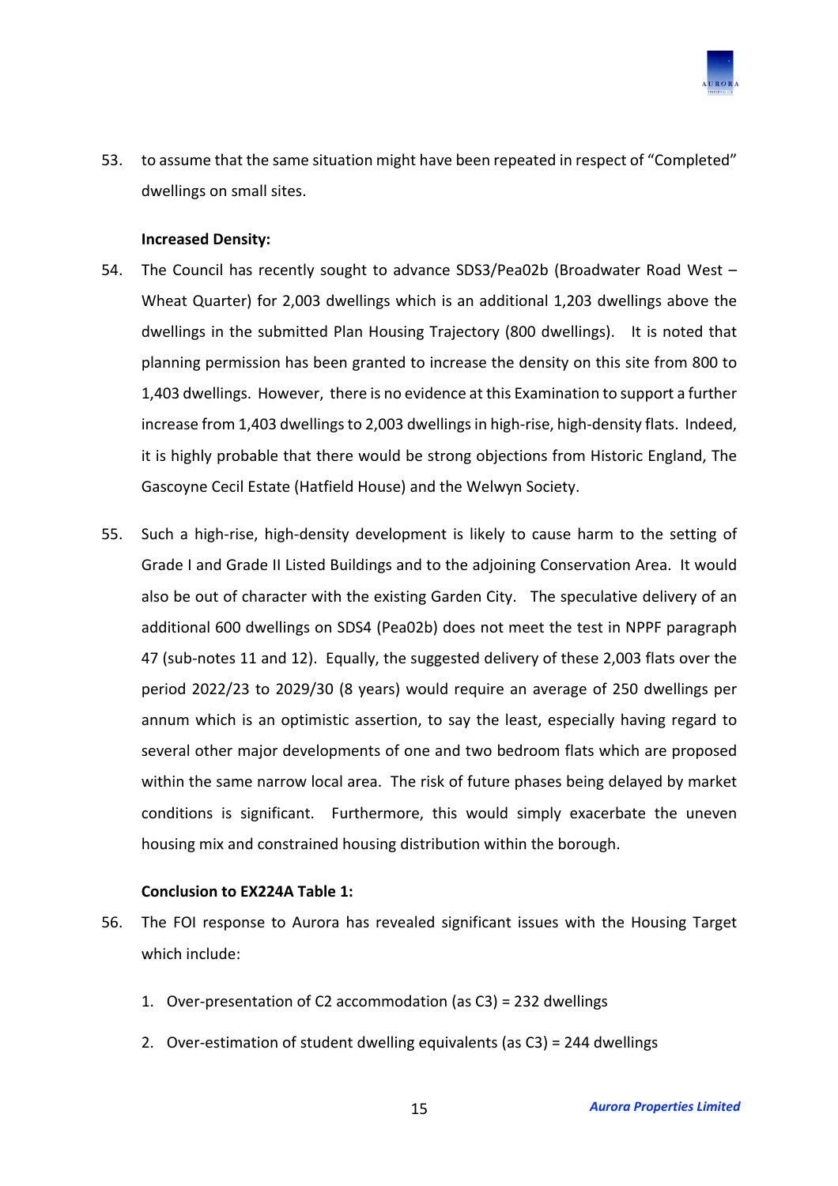53. to assume that the same situation might have been repeated in respect of "Completed" dwellings on small sites.

**Increased Density:**

54. The Council has recently sought to advance SDS3/Pea02b (Broadwater Road West – Wheat Quarter) for 2,003 dwellings which is an additional 1,203 dwellings above the dwellings in the submitted Plan Housing Trajectory (800 dwellings). It is noted that planning permission has been granted to increase the density on this site from 800 to 1,403 dwellings. However, there is no evidence at this Examination to support a further increase from 1,403 dwellings to 2,003 dwellings in high-rise, high-density flats. Indeed, it is highly probable that there would be strong objections from Historic England, The Gascoyne Cecil Estate (Hatfield House) and the Welwyn Society.

55. Such a high-rise, high-density development is likely to cause harm to the setting of Grade I and Grade II Listed Buildings and to the adjoining Conservation Area. It would also be out of character with the existing Garden City. The speculative delivery of an additional 600 dwellings on SDS4 (Pea02b) does not meet the test in NPPF paragraph 47 (sub-notes 11 and 12). Equally, the suggested delivery of these 2,003 flats over the period 2022/23 to 2029/30 (8 years) would require an average of 250 dwellings per annum which is an optimistic assertion, to say the least, especially having regard to several other major developments of one and two bedroom flats which are proposed within the same narrow local area. The risk of future phases being delayed by market conditions is significant. Furthermore, this would simply exacerbate the uneven housing mix and constrained housing distribution within the borough.

**Conclusion to EX224A Table 1:**

56. The FOI response to Aurora has revealed significant issues with the Housing Target which include:

    1. Over-presentation of C2 accommodation (as C3) = 232 dwellings

    2. Over-estimation of student dwelling equivalents (as C3) = 244 dwellings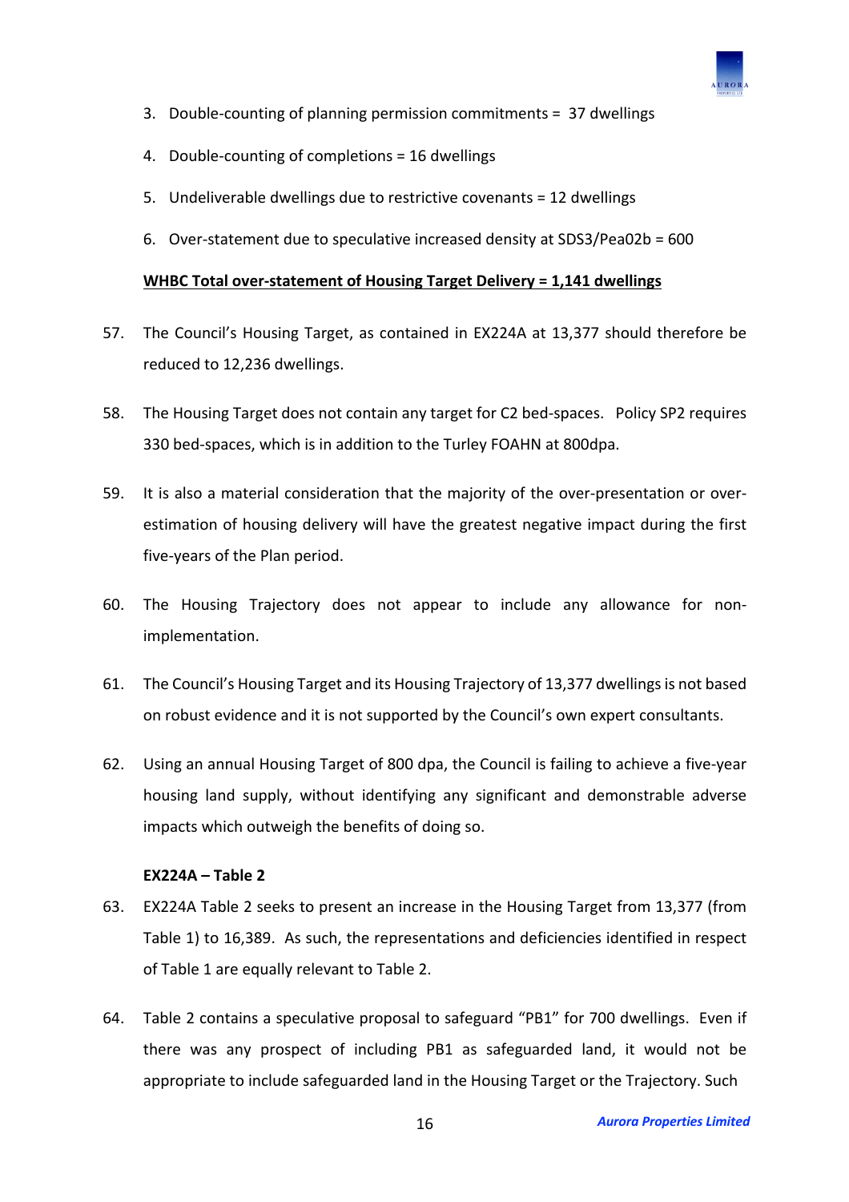3. Double-counting of planning permission commitments = 37 dwellings

4. Double-counting of completions = 16 dwellings

5. Undeliverable dwellings due to restrictive covenants = 12 dwellings

6. Over-statement due to speculative increased density at SDS3/Pea02b = 600

**WHBC Total over-statement of Housing Target Delivery = 1,141 dwellings**

57. The Council's Housing Target, as contained in EX224A at 13,377 should therefore be reduced to 12,236 dwellings.

58. The Housing Target does not contain any target for C2 bed-spaces. Policy SP2 requires 330 bed-spaces, which is in addition to the Turley FOAHN at 800dpa.

59. It is also a material consideration that the majority of the over-presentation or over-estimation of housing delivery will have the greatest negative impact during the first five-years of the Plan period.

60. The Housing Trajectory does not appear to include any allowance for non-implementation.

61. The Council's Housing Target and its Housing Trajectory of 13,377 dwellings is not based on robust evidence and it is not supported by the Council's own expert consultants.

62. Using an annual Housing Target of 800 dpa, the Council is failing to achieve a five-year housing land supply, without identifying any significant and demonstrable adverse impacts which outweigh the benefits of doing so.

**EX224A – Table 2**

63. EX224A Table 2 seeks to present an increase in the Housing Target from 13,377 (from Table 1) to 16,389. As such, the representations and deficiencies identified in respect of Table 1 are equally relevant to Table 2.

64. Table 2 contains a speculative proposal to safeguard "PB1" for 700 dwellings. Even if there was any prospect of including PB1 as safeguarded land, it would not be appropriate to include safeguarded land in the Housing Target or the Trajectory. Such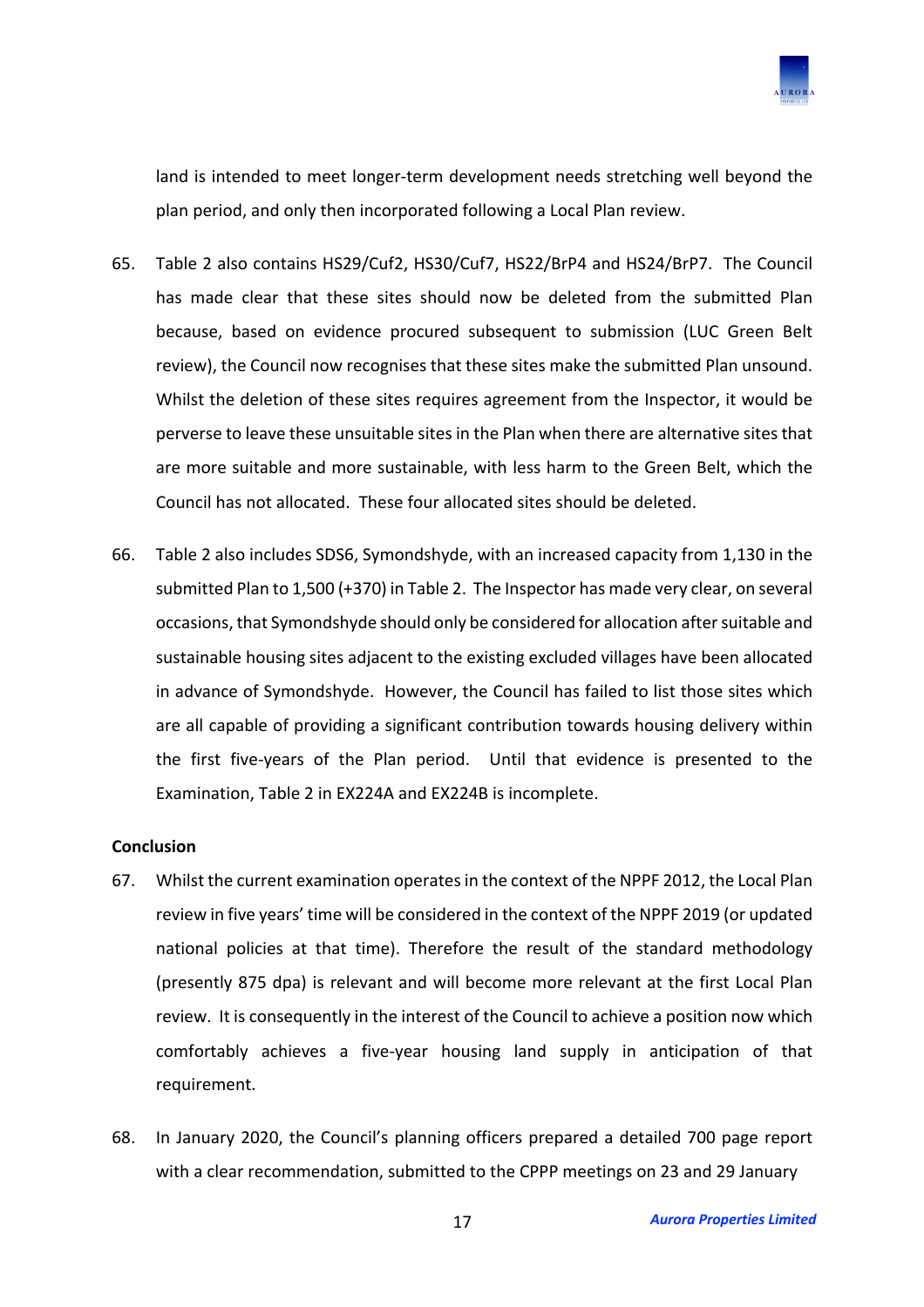land is intended to meet longer-term development needs stretching well beyond the plan period, and only then incorporated following a Local Plan review.

65. Table 2 also contains HS29/Cuf2, HS30/Cuf7, HS22/BrP4 and HS24/BrP7. The Council has made clear that these sites should now be deleted from the submitted Plan because, based on evidence procured subsequent to submission (LUC Green Belt review), the Council now recognises that these sites make the submitted Plan unsound. Whilst the deletion of these sites requires agreement from the Inspector, it would be perverse to leave these unsuitable sites in the Plan when there are alternative sites that are more suitable and more sustainable, with less harm to the Green Belt, which the Council has not allocated. These four allocated sites should be deleted.

66. Table 2 also includes SDS6, Symondshyde, with an increased capacity from 1,130 in the submitted Plan to 1,500 (+370) in Table 2. The Inspector has made very clear, on several occasions, that Symondshyde should only be considered for allocation after suitable and sustainable housing sites adjacent to the existing excluded villages have been allocated in advance of Symondshyde. However, the Council has failed to list those sites which are all capable of providing a significant contribution towards housing delivery within the first five-years of the Plan period. Until that evidence is presented to the Examination, Table 2 in EX224A and EX224B is incomplete.

**Conclusion**

67. Whilst the current examination operates in the context of the NPPF 2012, the Local Plan review in five years' time will be considered in the context of the NPPF 2019 (or updated national policies at that time). Therefore the result of the standard methodology (presently 875 dpa) is relevant and will become more relevant at the first Local Plan review. It is consequently in the interest of the Council to achieve a position now which comfortably achieves a five-year housing land supply in anticipation of that requirement.

68. In January 2020, the Council's planning officers prepared a detailed 700 page report with a clear recommendation, submitted to the CPPP meetings on 23 and 29 January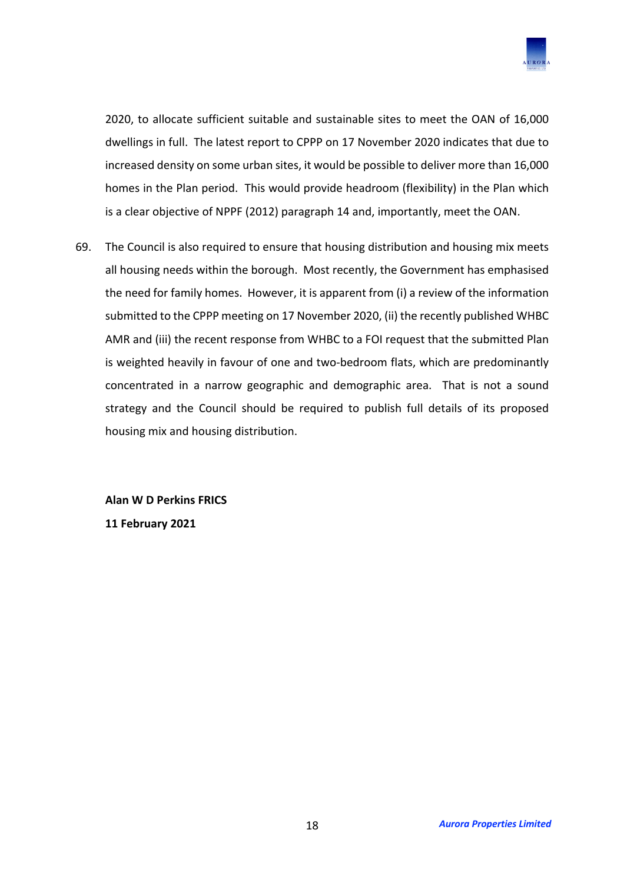2020, to allocate sufficient suitable and sustainable sites to meet the OAN of 16,000 dwellings in full. The latest report to CPPP on 17 November 2020 indicates that due to increased density on some urban sites, it would be possible to deliver more than 16,000 homes in the Plan period. This would provide headroom (flexibility) in the Plan which is a clear objective of NPPF (2012) paragraph 14 and, importantly, meet the OAN.

69. The Council is also required to ensure that housing distribution and housing mix meets all housing needs within the borough. Most recently, the Government has emphasised the need for family homes. However, it is apparent from (i) a review of the information submitted to the CPPP meeting on 17 November 2020, (ii) the recently published WHBC AMR and (iii) the recent response from WHBC to a FOI request that the submitted Plan is weighted heavily in favour of one and two-bedroom flats, which are predominantly concentrated in a narrow geographic and demographic area. That is not a sound strategy and the Council should be required to publish full details of its proposed housing mix and housing distribution.

**Alan W D Perkins FRICS**

**11 February 2021**